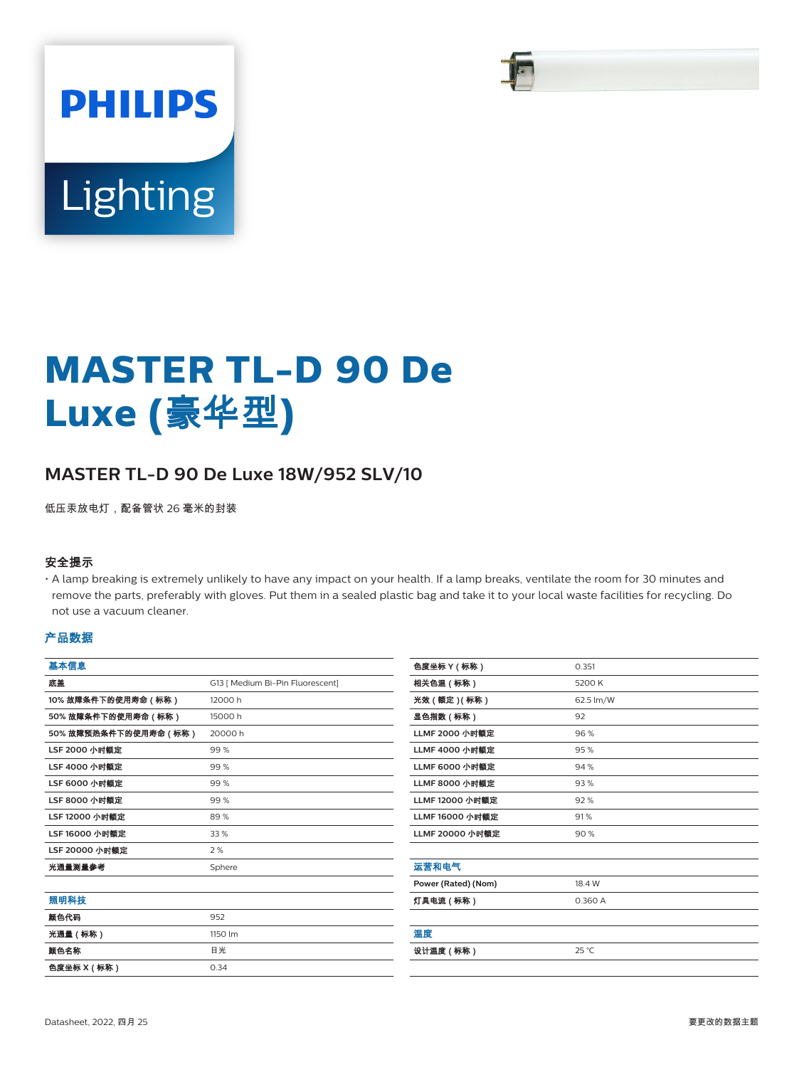# MASTER TL-D 90 De Luxe (豪华型)

## MASTER TL-D 90 De Luxe 18W/952 SLV/10

低压汞放电灯，配备管状 26 毫米的封装

### 安全提示

- A lamp breaking is extremely unlikely to have any impact on your health. If a lamp breaks, ventilate the room for 30 minutes and remove the parts, preferably with gloves. Put them in a sealed plastic bag and take it to your local waste facilities for recycling. Do not use a vacuum cleaner.

### 产品数据

| 基本信息 | |
|---|---|
| 底盖 | G13 [ Medium Bi-Pin Fluorescent] |
| 10% 故障条件下的使用寿命（标称） | 12000 h |
| 50% 故障条件下的使用寿命（标称） | 15000 h |
| 50% 故障预热条件下的使用寿命（标称） | 20000 h |
| LSF 2000 小时额定 | 99 % |
| LSF 4000 小时额定 | 99 % |
| LSF 6000 小时额定 | 99 % |
| LSF 8000 小时额定 | 99 % |
| LSF 12000 小时额定 | 89 % |
| LSF 16000 小时额定 | 33 % |
| LSF 20000 小时额定 | 2 % |
| 光通量测量参考 | Sphere |

| 照明科技 | |
|---|---|
| 颜色代码 | 952 |
| 光通量（标称） | 1150 lm |
| 颜色名称 | 日光 |
| 色度坐标 X（标称） | 0.34 |
| 色度坐标 Y（标称） | 0.351 |
| 相关色温（标称） | 5200 K |
| 光效（额定）(标称） | 62.5 lm/W |
| 显色指数（标称） | 92 |
| LLMF 2000 小时额定 | 96 % |
| LLMF 4000 小时额定 | 95 % |
| LLMF 6000 小时额定 | 94 % |
| LLMF 8000 小时额定 | 93 % |
| LLMF 12000 小时额定 | 92 % |
| LLMF 16000 小时额定 | 91 % |
| LLMF 20000 小时额定 | 90 % |

| 运营和电气 | |
|---|---|
| Power (Rated) (Nom) | 18.4 W |
| 灯具电流（标称） | 0.360 A |

| 温度 | |
|---|---|
| 设计温度（标称） | 25 °C |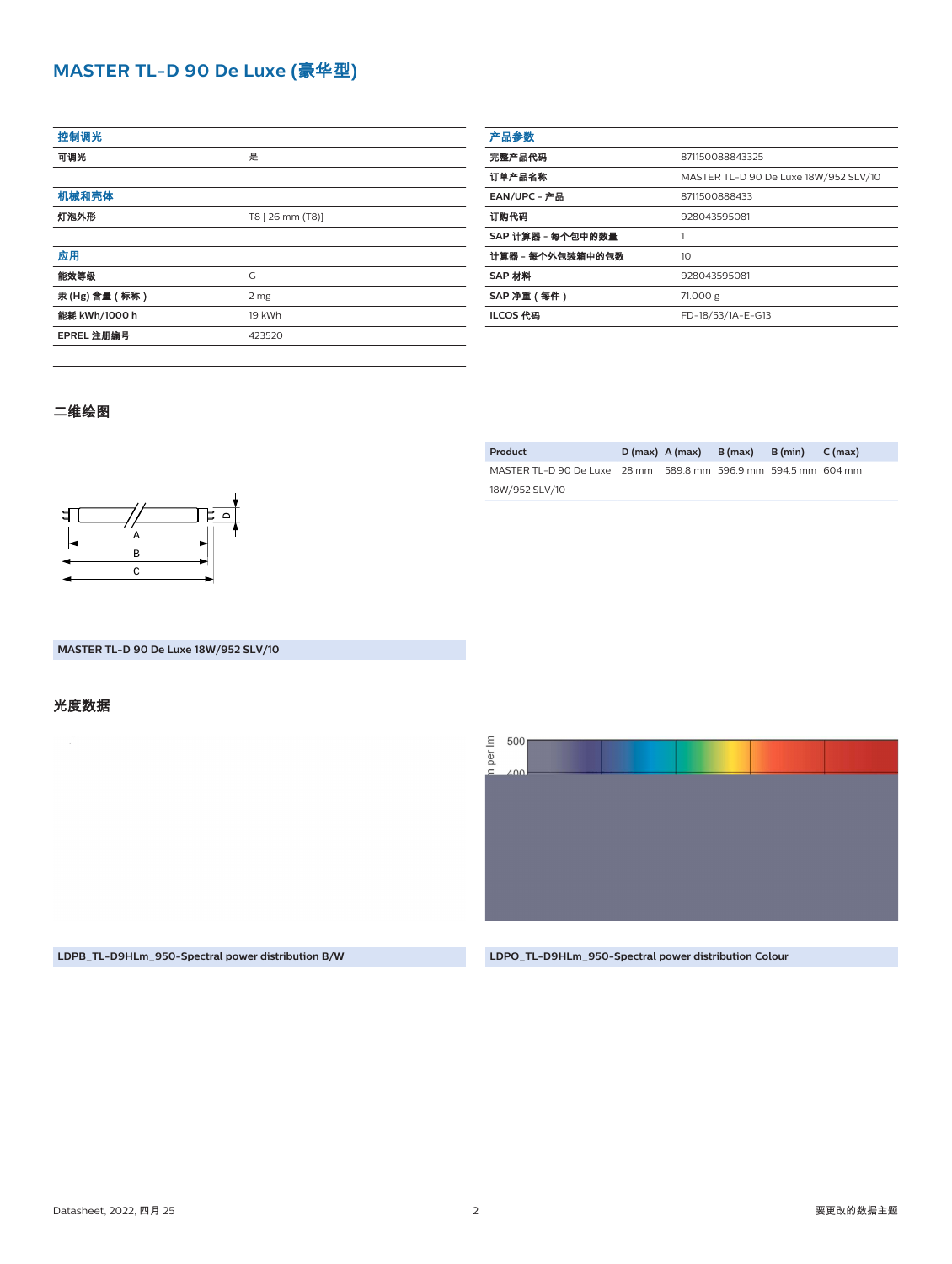# MASTER TL-D 90 De Luxe (豪华型)

| 控制调光 | |
|---|---|
| 可调光 | 是 |

| 机械和壳体 | |
|---|---|
| 灯泡外形 | T8 [ 26 mm (T8)] |

| 应用 | |
|---|---|
| 能效等级 | G |
| 汞 (Hg) 含量 ( 标称 ) | 2 mg |
| 能耗 kWh/1000 h | 19 kWh |
| EPREL 注册编号 | 423520 |

| 产品参数 | |
|---|---|
| 完整产品代码 | 871150088843325 |
| 订单产品名称 | MASTER TL-D 90 De Luxe 18W/952 SLV/10 |
| EAN/UPC - 产品 | 8711500888433 |
| 订购代码 | 928043595081 |
| SAP 计算器 - 每个包中的数量 | 1 |
| 计算器 - 每个外包装箱中的包数 | 10 |
| SAP 材料 | 928043595081 |
| SAP 净重 ( 每件 ) | 71.000 g |
| ILCOS 代码 | FD-18/53/1A-E-G13 |

## 二维绘图

| Product | D (max) | A (max) | B (max) | B (min) | C (max) |
|---|---|---|---|---|---|
| MASTER TL-D 90 De Luxe 18W/952 SLV/10 | 28 mm | 589.8 mm | 596.9 mm | 594.5 mm | 604 mm |

MASTER TL-D 90 De Luxe 18W/952 SLV/10

## 光度数据

LDPB_TL-D9HLm_950-Spectral power distribution B/W

LDPO_TL-D9HLm_950-Spectral power distribution Colour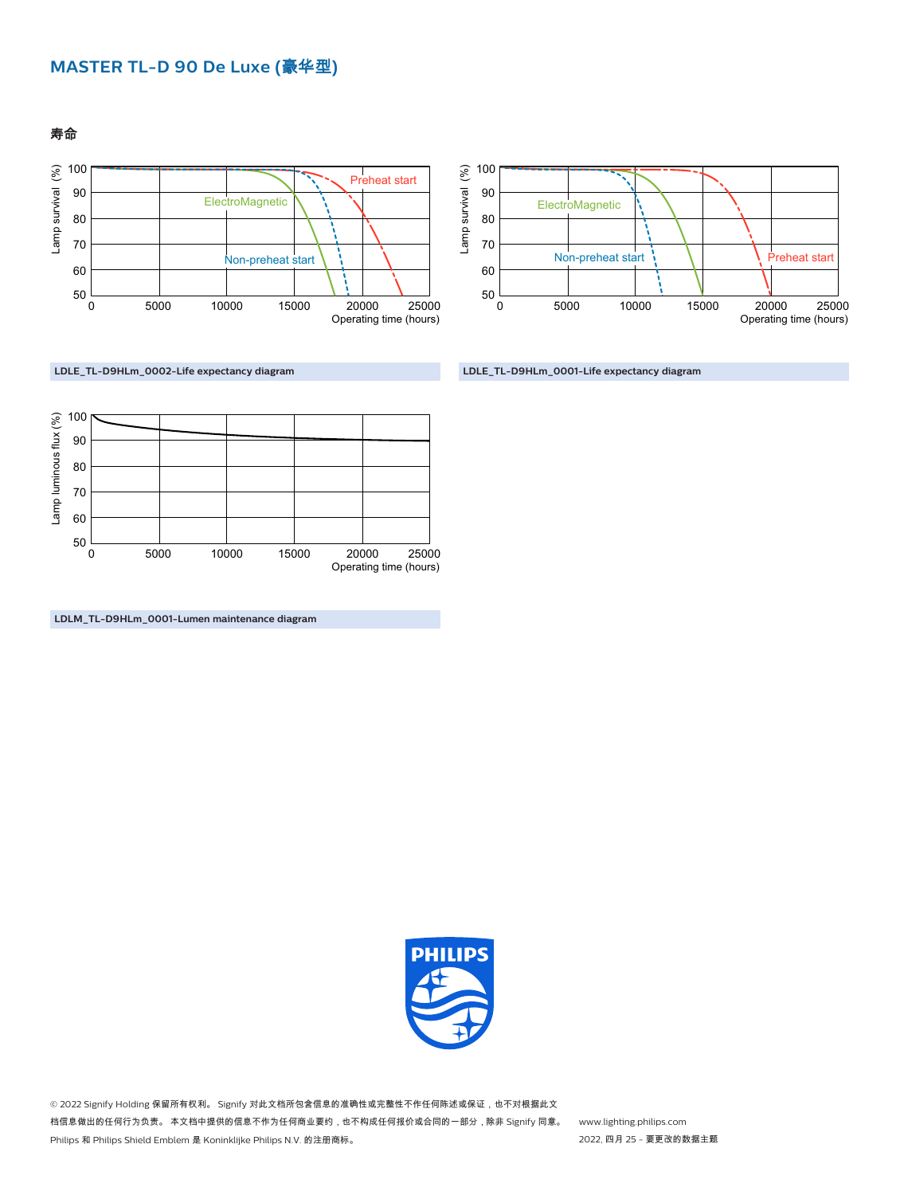## MASTER TL-D 90 De Luxe (豪华型)

### 寿命

Lamp survival (%)
100
90
80
70
60
50
0
5000
10000
15000
20000
25000
Operating time (hours)
Preheat start
ElectroMagnetic
Non-preheat start

**LDLE_TL-D9HLm_0002-Life expectancy diagram**

Lamp survival (%)
100
90
80
70
60
50
0
5000
10000
15000
20000
25000
Operating time (hours)
ElectroMagnetic
Non-preheat start
Preheat start

**LDLE_TL-D9HLm_0001-Life expectancy diagram**

Lamp luminous flux (%)
100
90
80
70
60
50
0
5000
10000
15000
20000
25000
Operating time (hours)

**LDLM_TL-D9HLm_0001-Lumen maintenance diagram**

© 2022 Signify Holding 保留所有权利。 Signify 对此文档所包含信息的准确性或完整性不作任何陈述或保证，也不对根据此文档信息做出的任何行为负责。 本文档中提供的信息不作为任何商业要约，也不构成任何报价或合同的一部分，除非 Signify 同意。
Philips 和 Philips Shield Emblem 是 Koninklijke Philips N.V. 的注册商标。

www.lighting.philips.com
2022, 四月 25 - 要更改的数据主题